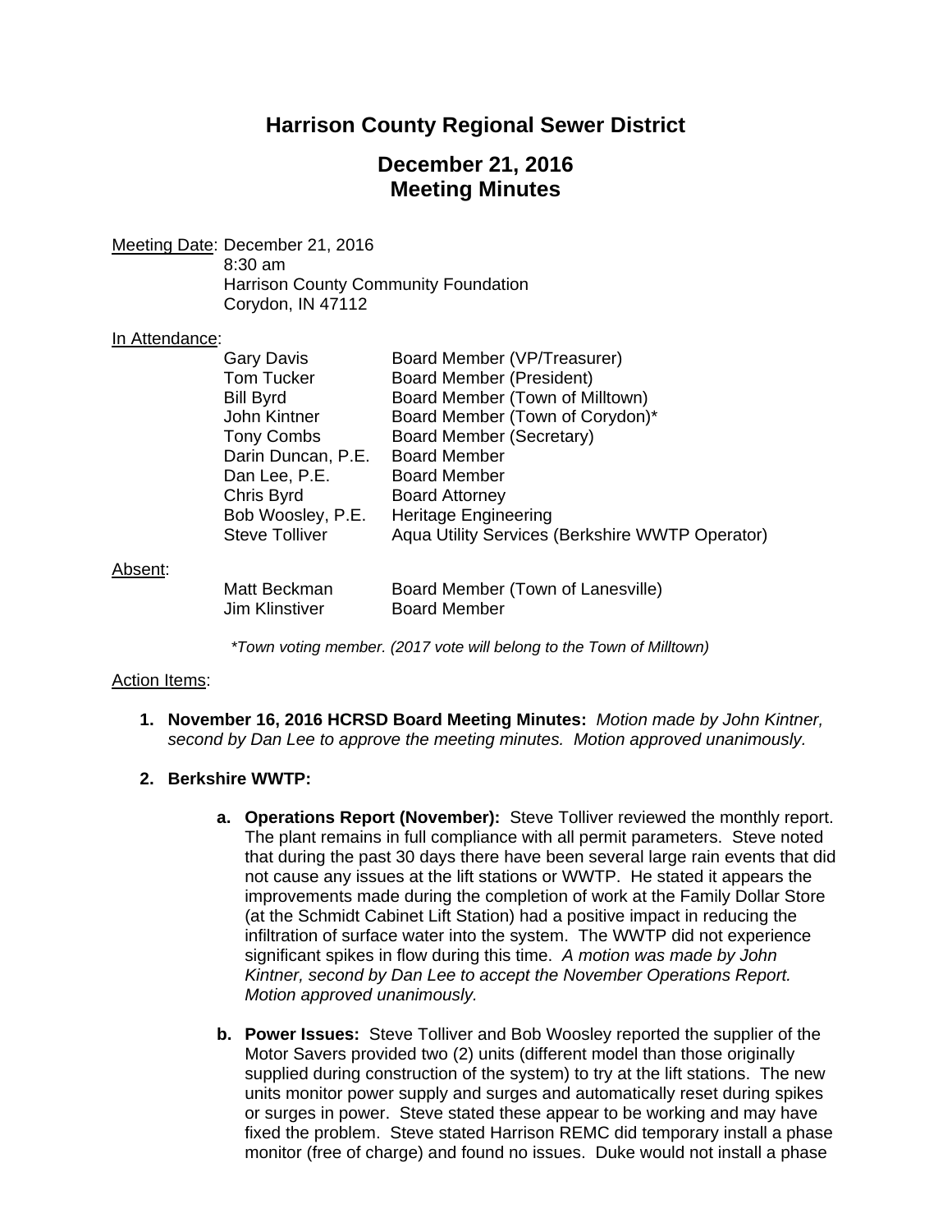# Harrison County Regional Sewer District

## December 21, 2016
## Meeting Minutes

Meeting Date: December 21, 2016
8:30 am
Harrison County Community Foundation
Corydon, IN 47112

In Attendance:

| | |
|---|---|
| Gary Davis | Board Member (VP/Treasurer) |
| Tom Tucker | Board Member (President) |
| Bill Byrd | Board Member (Town of Milltown) |
| John Kintner | Board Member (Town of Corydon)* |
| Tony Combs | Board Member (Secretary) |
| Darin Duncan, P.E. | Board Member |
| Dan Lee, P.E. | Board Member |
| Chris Byrd | Board Attorney |
| Bob Woosley, P.E. | Heritage Engineering |
| Steve Tolliver | Aqua Utility Services (Berkshire WWTP Operator) |

Absent:

| | |
|---|---|
| Matt Beckman | Board Member (Town of Lanesville) |
| Jim Klinstiver | Board Member |

*\*Town voting member. (2017 vote will belong to the Town of Milltown)*

Action Items:

1. **November 16, 2016 HCRSD Board Meeting Minutes:** *Motion made by John Kintner, second by Dan Lee to approve the meeting minutes. Motion approved unanimously.*

2. **Berkshire WWTP:**

   a. **Operations Report (November):** Steve Tolliver reviewed the monthly report. The plant remains in full compliance with all permit parameters. Steve noted that during the past 30 days there have been several large rain events that did not cause any issues at the lift stations or WWTP. He stated it appears the improvements made during the completion of work at the Family Dollar Store (at the Schmidt Cabinet Lift Station) had a positive impact in reducing the infiltration of surface water into the system. The WWTP did not experience significant spikes in flow during this time. *A motion was made by John Kintner, second by Dan Lee to accept the November Operations Report. Motion approved unanimously.*

   b. **Power Issues:** Steve Tolliver and Bob Woosley reported the supplier of the Motor Savers provided two (2) units (different model than those originally supplied during construction of the system) to try at the lift stations. The new units monitor power supply and surges and automatically reset during spikes or surges in power. Steve stated these appear to be working and may have fixed the problem. Steve stated Harrison REMC did temporary install a phase monitor (free of charge) and found no issues. Duke would not install a phase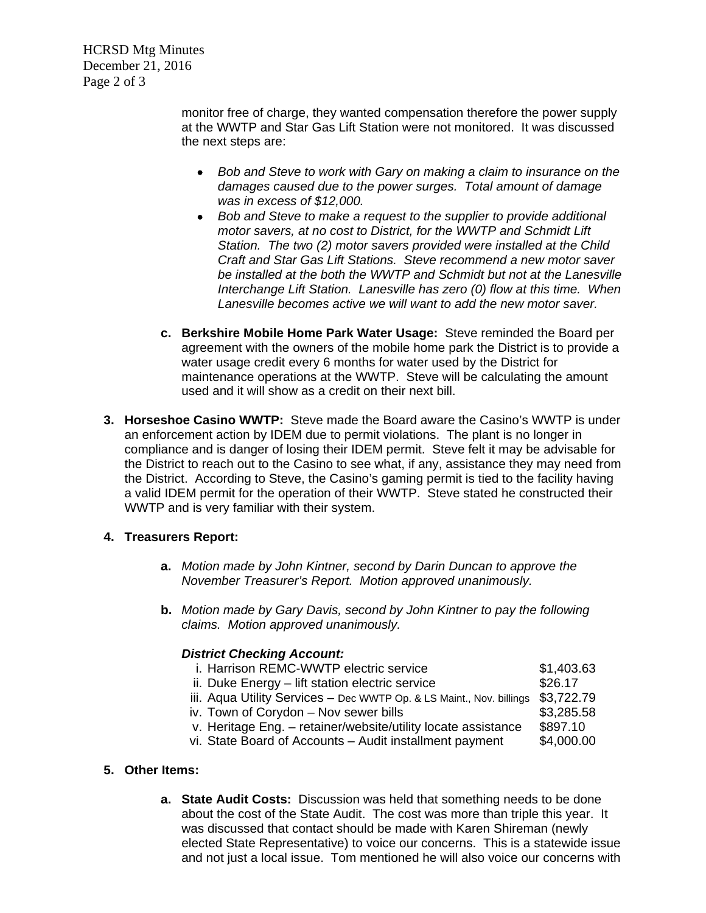monitor free of charge, they wanted compensation therefore the power supply at the WWTP and Star Gas Lift Station were not monitored. It was discussed the next steps are:

- *Bob and Steve to work with Gary on making a claim to insurance on the damages caused due to the power surges. Total amount of damage was in excess of $12,000.*
- *Bob and Steve to make a request to the supplier to provide additional motor savers, at no cost to District, for the WWTP and Schmidt Lift Station. The two (2) motor savers provided were installed at the Child Craft and Star Gas Lift Stations. Steve recommend a new motor saver be installed at the both the WWTP and Schmidt but not at the Lanesville Interchange Lift Station. Lanesville has zero (0) flow at this time. When Lanesville becomes active we will want to add the new motor saver.*

c. **Berkshire Mobile Home Park Water Usage:** Steve reminded the Board per agreement with the owners of the mobile home park the District is to provide a water usage credit every 6 months for water used by the District for maintenance operations at the WWTP. Steve will be calculating the amount used and it will show as a credit on their next bill.

3. **Horseshoe Casino WWTP:** Steve made the Board aware the Casino's WWTP is under an enforcement action by IDEM due to permit violations. The plant is no longer in compliance and is danger of losing their IDEM permit. Steve felt it may be advisable for the District to reach out to the Casino to see what, if any, assistance they may need from the District. According to Steve, the Casino's gaming permit is tied to the facility having a valid IDEM permit for the operation of their WWTP. Steve stated he constructed their WWTP and is very familiar with their system.

4. **Treasurers Report:**

a. *Motion made by John Kintner, second by Darin Duncan to approve the November Treasurer's Report. Motion approved unanimously.*

b. *Motion made by Gary Davis, second by John Kintner to pay the following claims. Motion approved unanimously.*

***District Checking Account:***

| | |
|---|---|
| i. Harrison REMC-WWTP electric service | $1,403.63 |
| ii. Duke Energy – lift station electric service | $26.17 |
| iii. Aqua Utility Services – Dec WWTP Op. & LS Maint., Nov. billings | $3,722.79 |
| iv. Town of Corydon – Nov sewer bills | $3,285.58 |
| v. Heritage Eng. – retainer/website/utility locate assistance | $897.10 |
| vi. State Board of Accounts – Audit installment payment | $4,000.00 |

5. **Other Items:**

a. **State Audit Costs:** Discussion was held that something needs to be done about the cost of the State Audit. The cost was more than triple this year. It was discussed that contact should be made with Karen Shireman (newly elected State Representative) to voice our concerns. This is a statewide issue and not just a local issue. Tom mentioned he will also voice our concerns with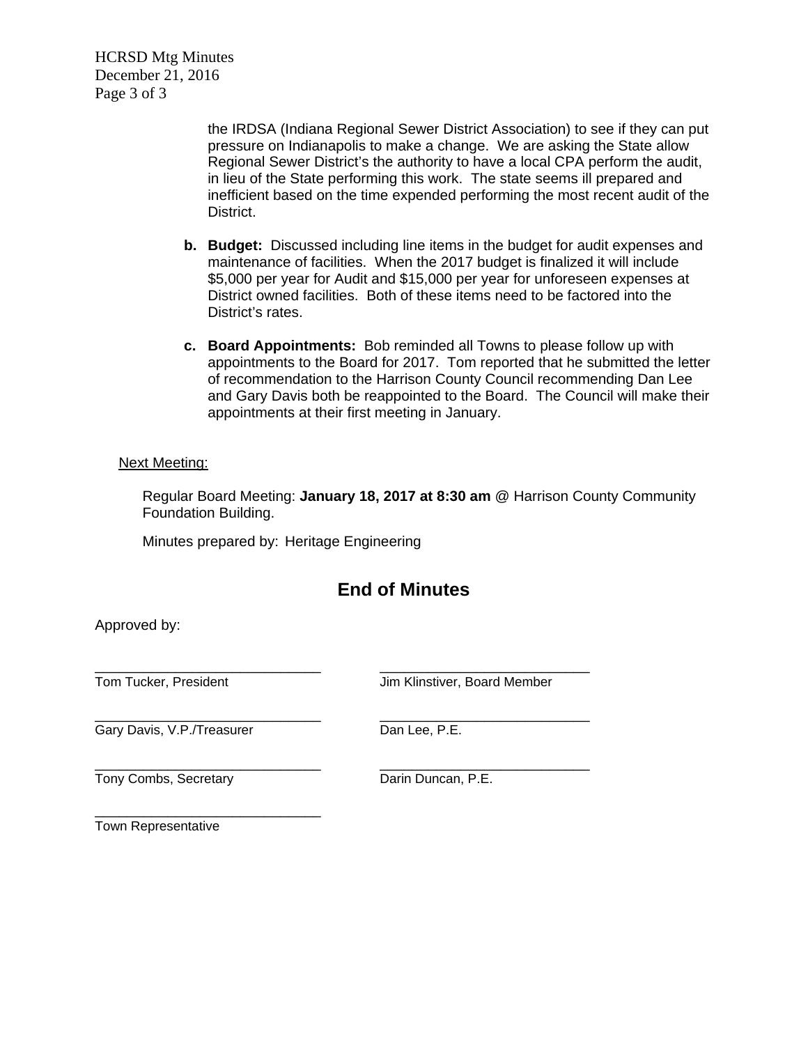the IRDSA (Indiana Regional Sewer District Association) to see if they can put pressure on Indianapolis to make a change. We are asking the State allow Regional Sewer District's the authority to have a local CPA perform the audit, in lieu of the State performing this work. The state seems ill prepared and inefficient based on the time expended performing the most recent audit of the District.

b. **Budget:** Discussed including line items in the budget for audit expenses and maintenance of facilities. When the 2017 budget is finalized it will include $5,000 per year for Audit and $15,000 per year for unforeseen expenses at District owned facilities. Both of these items need to be factored into the District's rates.

c. **Board Appointments:** Bob reminded all Towns to please follow up with appointments to the Board for 2017. Tom reported that he submitted the letter of recommendation to the Harrison County Council recommending Dan Lee and Gary Davis both be reappointed to the Board. The Council will make their appointments at their first meeting in January.

Next Meeting:

Regular Board Meeting: **January 18, 2017 at 8:30 am** @ Harrison County Community Foundation Building.

Minutes prepared by: Heritage Engineering

## End of Minutes

Approved by:

| | |
|---|---|
| ____________________________ | ____________________________ |
| Tom Tucker, President | Jim Klinstiver, Board Member |
| ____________________________ | ____________________________ |
| Gary Davis, V.P./Treasurer | Dan Lee, P.E. |
| ____________________________ | ____________________________ |
| Tony Combs, Secretary | Darin Duncan, P.E. |
| ____________________________ | |
| Town Representative | |